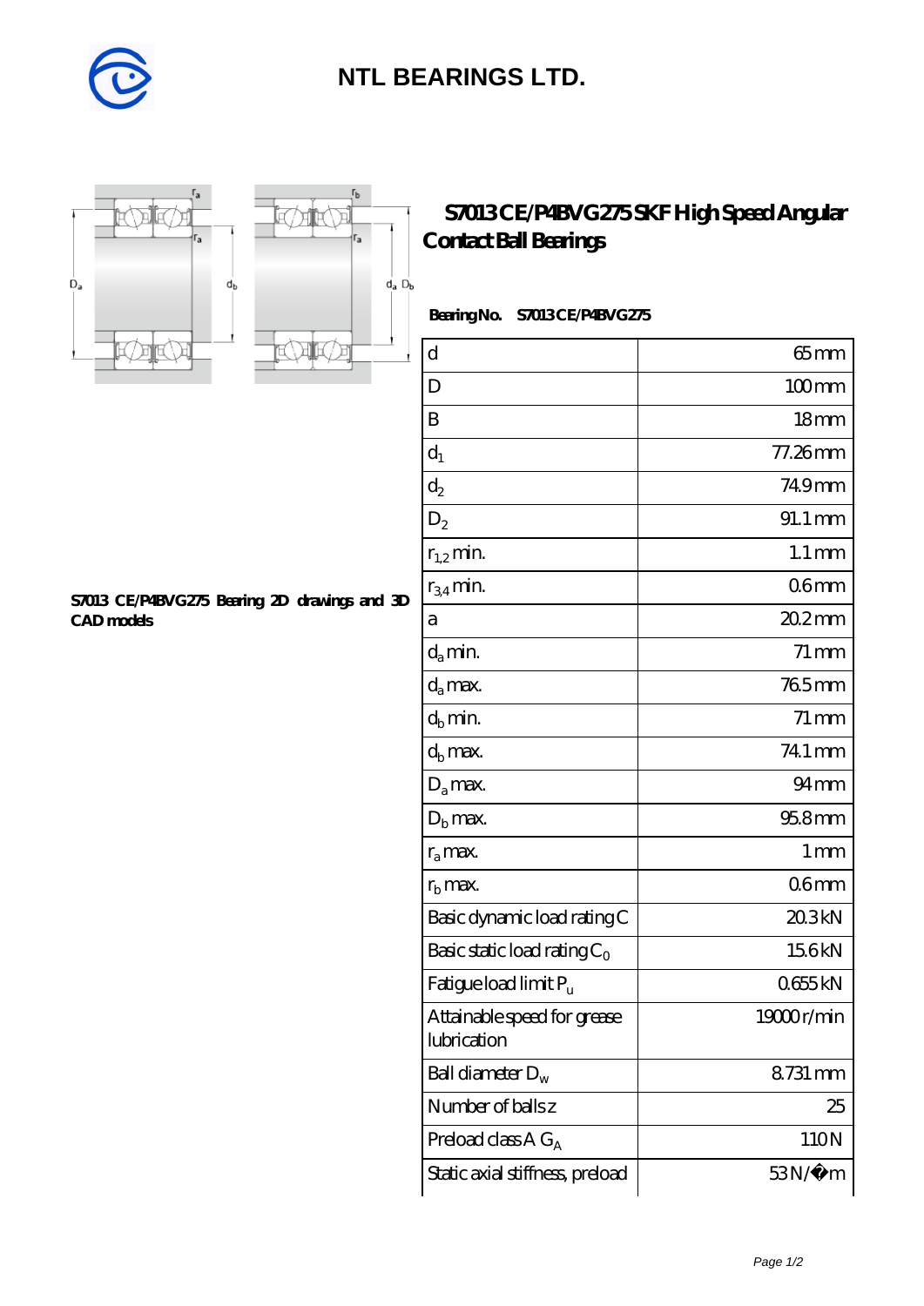# NTL BEARINGS LTD.

## S7013 CE/P4BVG275 SKF High Speed Angular Contact Ball Bearings

S7013 CE/P4BVG275 Bearing 2D drawings and 3D CAD models

**Bearing No.** S7013 CE/P4BVG275

| | |
|---|---|
| d | 65 mm |
| D | 100 mm |
| B | 18 mm |
| $d_1$ | 77.26 mm |
| $d_2$ | 74.9 mm |
| $D_2$ | 91.1 mm |
| $r_{1,2}$ min. | 1.1 mm |
| $r_{3,4}$ min. | 0.6 mm |
| a | 20.2 mm |
| $d_a$ min. | 71 mm |
| $d_a$ max. | 76.5 mm |
| $d_b$ min. | 71 mm |
| $d_b$ max. | 74.1 mm |
| $D_a$ max. | 94 mm |
| $D_b$ max. | 95.8 mm |
| $r_a$ max. | 1 mm |
| $r_b$ max. | 0.6 mm |
| Basic dynamic load rating C | 20.3 kN |
| Basic static load rating $C_0$ | 15.6 kN |
| Fatigue load limit $P_u$ | 0.655 kN |
| Attainable speed for grease lubrication | 19000 r/min |
| Ball diameter $D_w$ | 8.731 mm |
| Number of balls z | 25 |
| Preload class A $G_A$ | 110 N |
| Static axial stiffness, preload | 53 N/�m |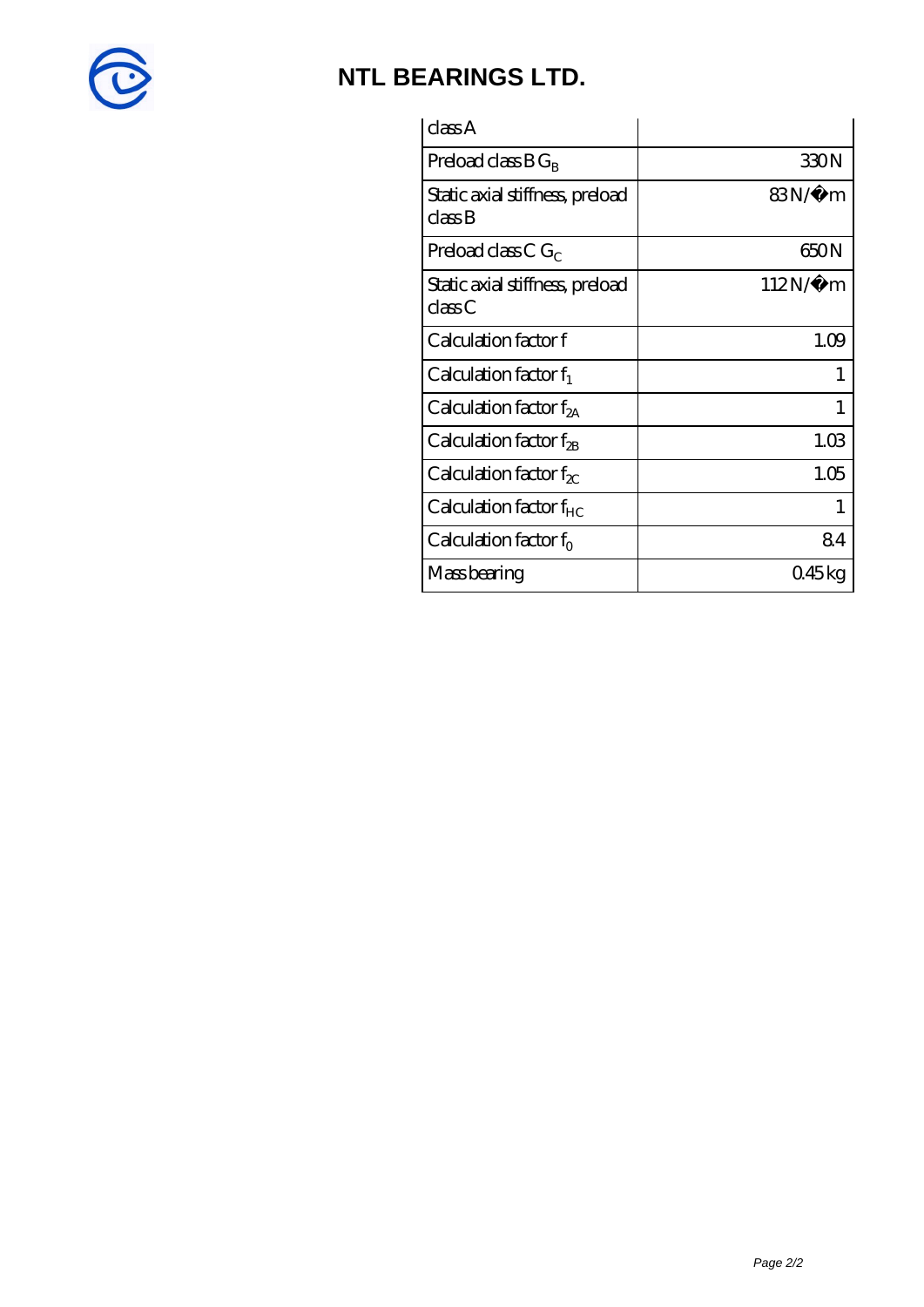# NTL BEARINGS LTD.

| | |
|---|---|
| class A | |
| Preload class B $G_B$ | 330 N |
| Static axial stiffness, preload class B | 83 N/�m |
| Preload class C $G_C$ | 650 N |
| Static axial stiffness, preload class C | 112 N/�m |
| Calculation factor f | 1.09 |
| Calculation factor $f_1$ | 1 |
| Calculation factor $f_{2A}$ | 1 |
| Calculation factor $f_{2B}$ | 1.03 |
| Calculation factor $f_{2C}$ | 1.05 |
| Calculation factor $f_{HC}$ | 1 |
| Calculation factor $f_0$ | 8.4 |
| Mass bearing | 0.45 kg |